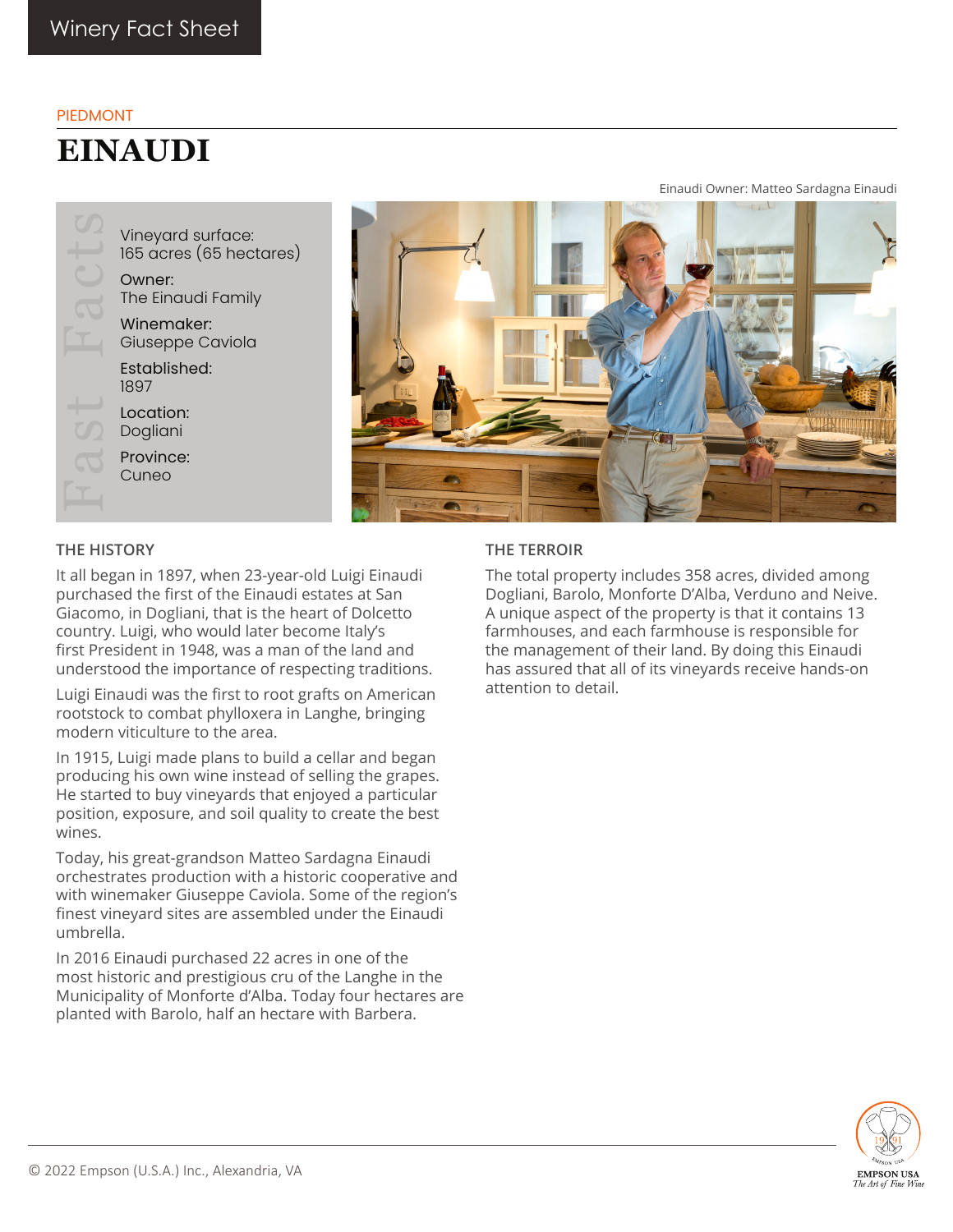Winery Fact Sheet

PIEDMONT

# EINAUDI

Einaudi Owner: Matteo Sardagna Einaudi

**Fast Facts**

Vineyard surface:
165 acres (65 hectares)

Owner:
The Einaudi Family

Winemaker:
Giuseppe Caviola

Established:
1897

Location:
Dogliani

Province:
Cuneo

## THE HISTORY

It all began in 1897, when 23-year-old Luigi Einaudi purchased the first of the Einaudi estates at San Giacomo, in Dogliani, that is the heart of Dolcetto country. Luigi, who would later become Italy's first President in 1948, was a man of the land and understood the importance of respecting traditions.

Luigi Einaudi was the first to root grafts on American rootstock to combat phylloxera in Langhe, bringing modern viticulture to the area.

In 1915, Luigi made plans to build a cellar and began producing his own wine instead of selling the grapes. He started to buy vineyards that enjoyed a particular position, exposure, and soil quality to create the best wines.

Today, his great-grandson Matteo Sardagna Einaudi orchestrates production with a historic cooperative and with winemaker Giuseppe Caviola. Some of the region's finest vineyard sites are assembled under the Einaudi umbrella.

In 2016 Einaudi purchased 22 acres in one of the most historic and prestigious cru of the Langhe in the Municipality of Monforte d'Alba. Today four hectares are planted with Barolo, half an hectare with Barbera.

## THE TERROIR

The total property includes 358 acres, divided among Dogliani, Barolo, Monforte D'Alba, Verduno and Neive. A unique aspect of the property is that it contains 13 farmhouses, and each farmhouse is responsible for the management of their land. By doing this Einaudi has assured that all of its vineyards receive hands-on attention to detail.

© 2022 Empson (U.S.A.) Inc., Alexandria, VA

EMPSON USA
The Art of Fine Wine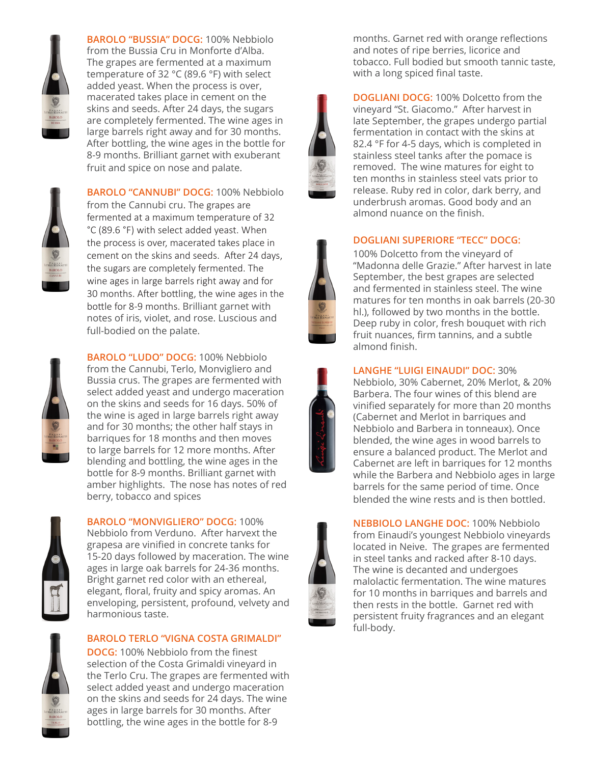**BAROLO "BUSSIA" DOCG:** 100% Nebbiolo from the Bussia Cru in Monforte d'Alba. The grapes are fermented at a maximum temperature of 32 °C (89.6 °F) with select added yeast. When the process is over, macerated takes place in cement on the skins and seeds. After 24 days, the sugars are completely fermented. The wine ages in large barrels right away and for 30 months. After bottling, the wine ages in the bottle for 8-9 months. Brilliant garnet with exuberant fruit and spice on nose and palate.

**BAROLO "CANNUBI" DOCG:** 100% Nebbiolo from the Cannubi cru. The grapes are fermented at a maximum temperature of 32 °C (89.6 °F) with select added yeast. When the process is over, macerated takes place in cement on the skins and seeds. After 24 days, the sugars are completely fermented. The wine ages in large barrels right away and for 30 months. After bottling, the wine ages in the bottle for 8-9 months. Brilliant garnet with notes of iris, violet, and rose. Luscious and full-bodied on the palate.

**BAROLO "LUDO" DOCG:** 100% Nebbiolo from the Cannubi, Terlo, Monvigliero and Bussia crus. The grapes are fermented with select added yeast and undergo maceration on the skins and seeds for 16 days. 50% of the wine is aged in large barrels right away and for 30 months; the other half stays in barriques for 18 months and then moves to large barrels for 12 more months. After blending and bottling, the wine ages in the bottle for 8-9 months. Brilliant garnet with amber highlights. The nose has notes of red berry, tobacco and spices

**BAROLO "MONVIGLIERO" DOCG:** 100% Nebbiolo from Verduno. After harvest the grapesa are vinified in concrete tanks for 15-20 days followed by maceration. The wine ages in large oak barrels for 24-36 months. Bright garnet red color with an ethereal, elegant, floral, fruity and spicy aromas. An enveloping, persistent, profound, velvety and harmonious taste.

**BAROLO TERLO "VIGNA COSTA GRIMALDI" DOCG:** 100% Nebbiolo from the finest selection of the Costa Grimaldi vineyard in the Terlo Cru. The grapes are fermented with select added yeast and undergo maceration on the skins and seeds for 24 days. The wine ages in large barrels for 30 months. After bottling, the wine ages in the bottle for 8-9 months. Garnet red with orange reflections and notes of ripe berries, licorice and tobacco. Full bodied but smooth tannic taste, with a long spiced final taste.

**DOGLIANI DOCG:** 100% Dolcetto from the vineyard "St. Giacomo." After harvest in late September, the grapes undergo partial fermentation in contact with the skins at 82.4 °F for 4-5 days, which is completed in stainless steel tanks after the pomace is removed. The wine matures for eight to ten months in stainless steel vats prior to release. Ruby red in color, dark berry, and underbrush aromas. Good body and an almond nuance on the finish.

**DOGLIANI SUPERIORE "TECC" DOCG:** 100% Dolcetto from the vineyard of "Madonna delle Grazie." After harvest in late September, the best grapes are selected and fermented in stainless steel. The wine matures for ten months in oak barrels (20-30 hl.), followed by two months in the bottle. Deep ruby in color, fresh bouquet with rich fruit nuances, firm tannins, and a subtle almond finish.

**LANGHE "LUIGI EINAUDI" DOC:** 30% Nebbiolo, 30% Cabernet, 20% Merlot, & 20% Barbera. The four wines of this blend are vinified separately for more than 20 months (Cabernet and Merlot in barriques and Nebbiolo and Barbera in tonneaux). Once blended, the wine ages in wood barrels to ensure a balanced product. The Merlot and Cabernet are left in barriques for 12 months while the Barbera and Nebbiolo ages in large barrels for the same period of time. Once blended the wine rests and is then bottled.

**NEBBIOLO LANGHE DOC:** 100% Nebbiolo from Einaudi's youngest Nebbiolo vineyards located in Neive. The grapes are fermented in steel tanks and racked after 8-10 days. The wine is decanted and undergoes malolactic fermentation. The wine matures for 10 months in barriques and barrels and then rests in the bottle. Garnet red with persistent fruity fragrances and an elegant full-body.